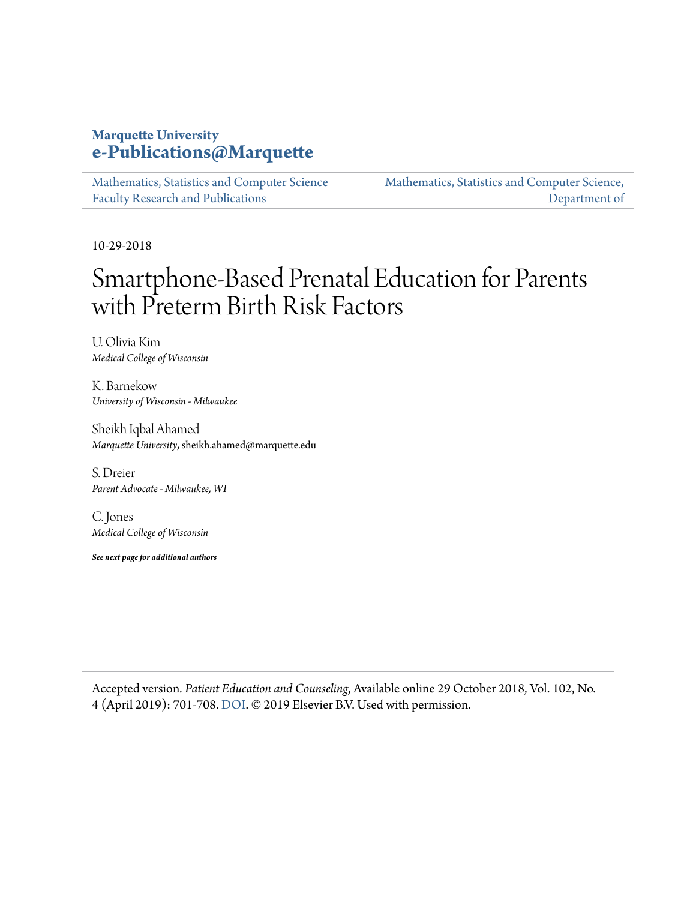**Marquette University**
**e-Publications@Marquette**

Mathematics, Statistics and Computer Science Faculty Research and Publications | Mathematics, Statistics and Computer Science, Department of

10-29-2018

# Smartphone-Based Prenatal Education for Parents with Preterm Birth Risk Factors

U. Olivia Kim
*Medical College of Wisconsin*

K. Barnekow
*University of Wisconsin - Milwaukee*

Sheikh Iqbal Ahamed
*Marquette University*, sheikh.ahamed@marquette.edu

S. Dreier
*Parent Advocate - Milwaukee, WI*

C. Jones
*Medical College of Wisconsin*

***See next page for additional authors***

Accepted version. *Patient Education and Counseling*, Available online 29 October 2018, Vol. 102, No. 4 (April 2019): 701-708. DOI. © 2019 Elsevier B.V. Used with permission.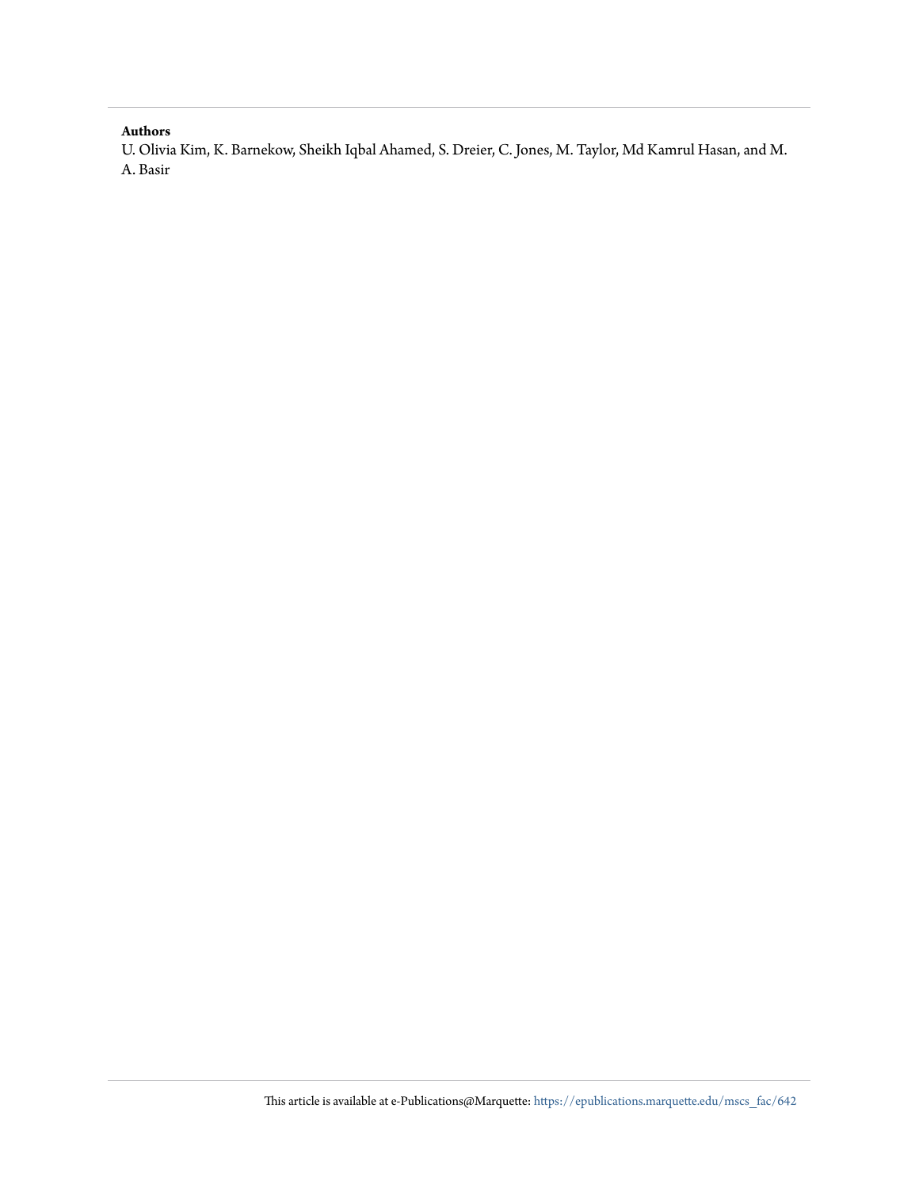**Authors**

U. Olivia Kim, K. Barnekow, Sheikh Iqbal Ahamed, S. Dreier, C. Jones, M. Taylor, Md Kamrul Hasan, and M. A. Basir

This article is available at e-Publications@Marquette: https://epublications.marquette.edu/mscs_fac/642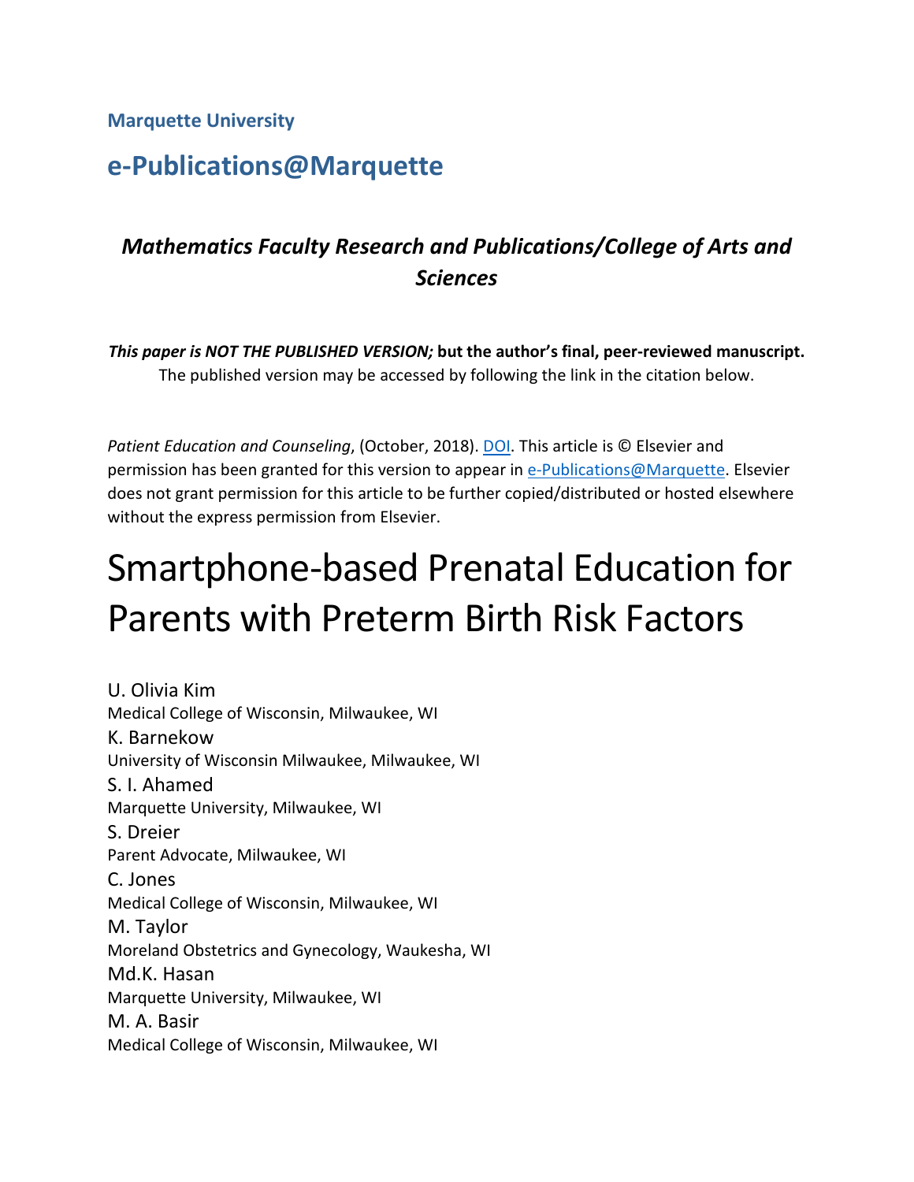**Marquette University**

## e-Publications@Marquette

### *Mathematics Faculty Research and Publications/College of Arts and Sciences*

***This paper is NOT THE PUBLISHED VERSION;* but the author's final, peer-reviewed manuscript.**
The published version may be accessed by following the link in the citation below.

*Patient Education and Counseling*, (October, 2018). DOI. This article is © Elsevier and permission has been granted for this version to appear in e-Publications@Marquette. Elsevier does not grant permission for this article to be further copied/distributed or hosted elsewhere without the express permission from Elsevier.

# Smartphone-based Prenatal Education for Parents with Preterm Birth Risk Factors

U. Olivia Kim
Medical College of Wisconsin, Milwaukee, WI

K. Barnekow
University of Wisconsin Milwaukee, Milwaukee, WI

S. I. Ahamed
Marquette University, Milwaukee, WI

S. Dreier
Parent Advocate, Milwaukee, WI

C. Jones
Medical College of Wisconsin, Milwaukee, WI

M. Taylor
Moreland Obstetrics and Gynecology, Waukesha, WI

Md.K. Hasan
Marquette University, Milwaukee, WI

M. A. Basir
Medical College of Wisconsin, Milwaukee, WI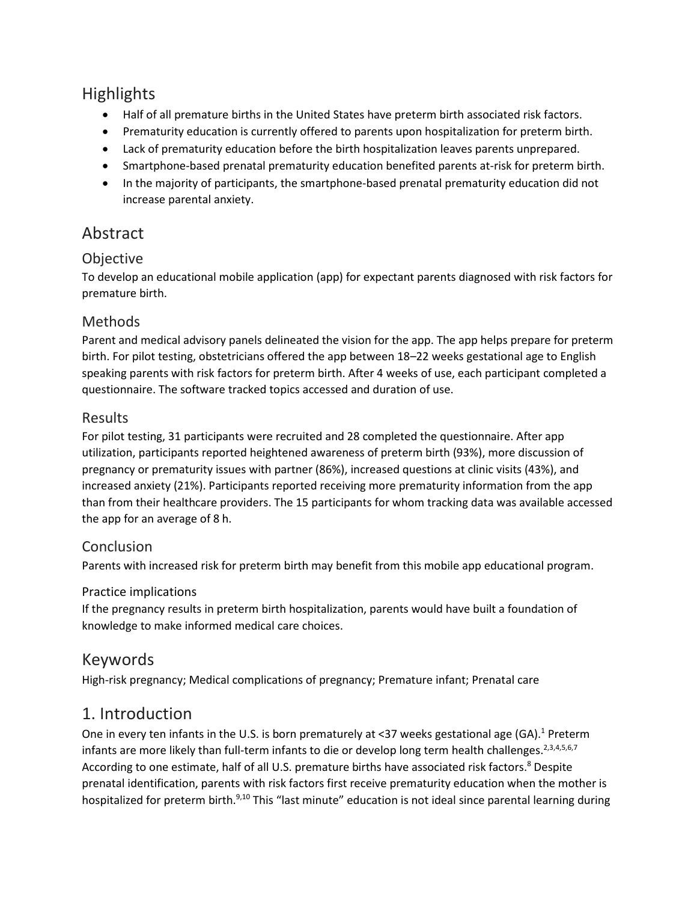## Highlights

- Half of all premature births in the United States have preterm birth associated risk factors.
- Prematurity education is currently offered to parents upon hospitalization for preterm birth.
- Lack of prematurity education before the birth hospitalization leaves parents unprepared.
- Smartphone-based prenatal prematurity education benefited parents at-risk for preterm birth.
- In the majority of participants, the smartphone-based prenatal prematurity education did not increase parental anxiety.

## Abstract

### Objective

To develop an educational mobile application (app) for expectant parents diagnosed with risk factors for premature birth.

### Methods

Parent and medical advisory panels delineated the vision for the app. The app helps prepare for preterm birth. For pilot testing, obstetricians offered the app between 18–22 weeks gestational age to English speaking parents with risk factors for preterm birth. After 4 weeks of use, each participant completed a questionnaire. The software tracked topics accessed and duration of use.

### Results

For pilot testing, 31 participants were recruited and 28 completed the questionnaire. After app utilization, participants reported heightened awareness of preterm birth (93%), more discussion of pregnancy or prematurity issues with partner (86%), increased questions at clinic visits (43%), and increased anxiety (21%). Participants reported receiving more prematurity information from the app than from their healthcare providers. The 15 participants for whom tracking data was available accessed the app for an average of 8 h.

### Conclusion

Parents with increased risk for preterm birth may benefit from this mobile app educational program.

#### Practice implications

If the pregnancy results in preterm birth hospitalization, parents would have built a foundation of knowledge to make informed medical care choices.

## Keywords

High-risk pregnancy; Medical complications of pregnancy; Premature infant; Prenatal care

## 1. Introduction

One in every ten infants in the U.S. is born prematurely at <37 weeks gestational age (GA).[1] Preterm infants are more likely than full-term infants to die or develop long term health challenges.[2,3,4,5,6,7] According to one estimate, half of all U.S. premature births have associated risk factors.[8] Despite prenatal identification, parents with risk factors first receive prematurity education when the mother is hospitalized for preterm birth.[9,10] This "last minute" education is not ideal since parental learning during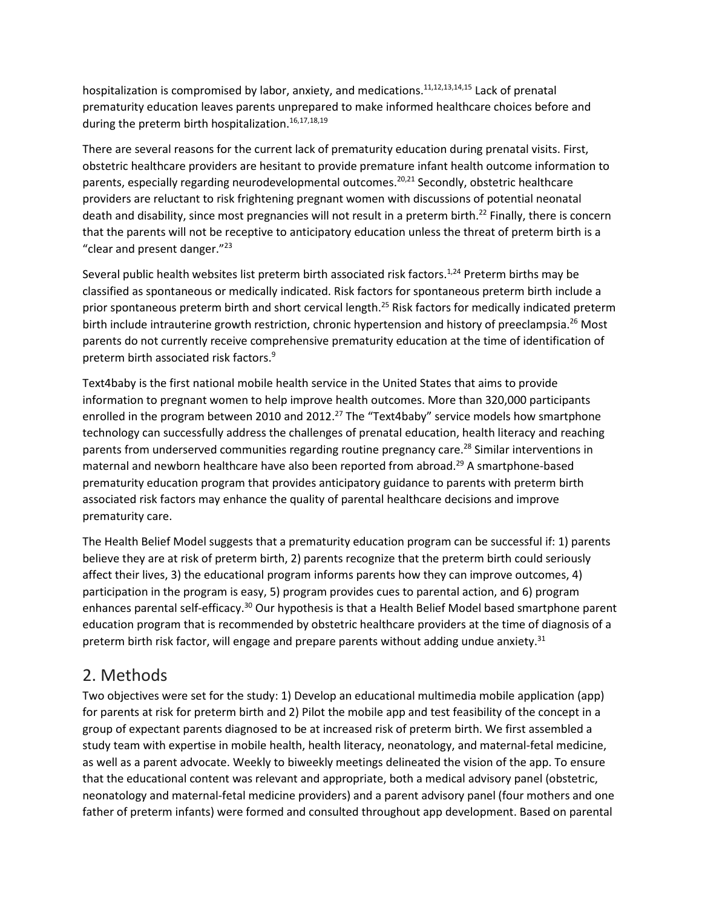hospitalization is compromised by labor, anxiety, and medications.[11,12,13,14,15] Lack of prenatal prematurity education leaves parents unprepared to make informed healthcare choices before and during the preterm birth hospitalization.[16,17,18,19]

There are several reasons for the current lack of prematurity education during prenatal visits. First, obstetric healthcare providers are hesitant to provide premature infant health outcome information to parents, especially regarding neurodevelopmental outcomes.[20,21] Secondly, obstetric healthcare providers are reluctant to risk frightening pregnant women with discussions of potential neonatal death and disability, since most pregnancies will not result in a preterm birth.[22] Finally, there is concern that the parents will not be receptive to anticipatory education unless the threat of preterm birth is a "clear and present danger."[23]

Several public health websites list preterm birth associated risk factors.[1,24] Preterm births may be classified as spontaneous or medically indicated. Risk factors for spontaneous preterm birth include a prior spontaneous preterm birth and short cervical length.[25] Risk factors for medically indicated preterm birth include intrauterine growth restriction, chronic hypertension and history of preeclampsia.[26] Most parents do not currently receive comprehensive prematurity education at the time of identification of preterm birth associated risk factors.[9]

Text4baby is the first national mobile health service in the United States that aims to provide information to pregnant women to help improve health outcomes. More than 320,000 participants enrolled in the program between 2010 and 2012.[27] The "Text4baby" service models how smartphone technology can successfully address the challenges of prenatal education, health literacy and reaching parents from underserved communities regarding routine pregnancy care.[28] Similar interventions in maternal and newborn healthcare have also been reported from abroad.[29] A smartphone-based prematurity education program that provides anticipatory guidance to parents with preterm birth associated risk factors may enhance the quality of parental healthcare decisions and improve prematurity care.

The Health Belief Model suggests that a prematurity education program can be successful if: 1) parents believe they are at risk of preterm birth, 2) parents recognize that the preterm birth could seriously affect their lives, 3) the educational program informs parents how they can improve outcomes, 4) participation in the program is easy, 5) program provides cues to parental action, and 6) program enhances parental self-efficacy.[30] Our hypothesis is that a Health Belief Model based smartphone parent education program that is recommended by obstetric healthcare providers at the time of diagnosis of a preterm birth risk factor, will engage and prepare parents without adding undue anxiety.[31]

## 2. Methods

Two objectives were set for the study: 1) Develop an educational multimedia mobile application (app) for parents at risk for preterm birth and 2) Pilot the mobile app and test feasibility of the concept in a group of expectant parents diagnosed to be at increased risk of preterm birth. We first assembled a study team with expertise in mobile health, health literacy, neonatology, and maternal-fetal medicine, as well as a parent advocate. Weekly to biweekly meetings delineated the vision of the app. To ensure that the educational content was relevant and appropriate, both a medical advisory panel (obstetric, neonatology and maternal-fetal medicine providers) and a parent advisory panel (four mothers and one father of preterm infants) were formed and consulted throughout app development. Based on parental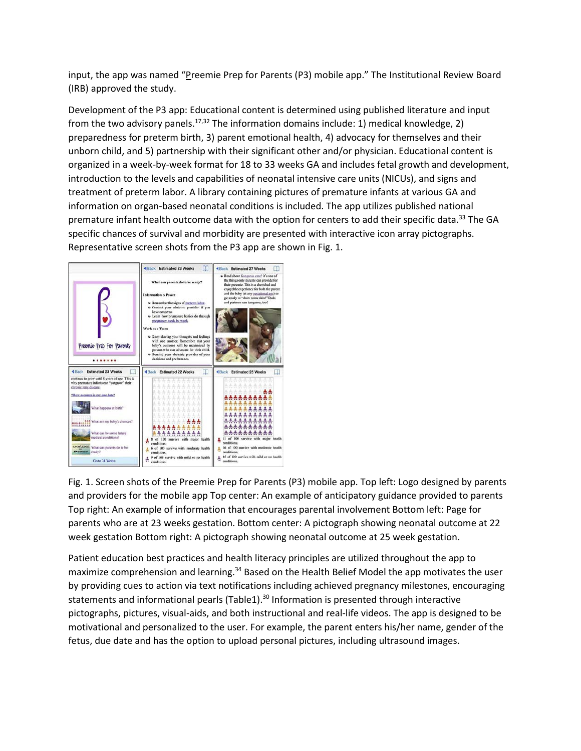input, the app was named "Preemie Prep for Parents (P3) mobile app." The Institutional Review Board (IRB) approved the study.

Development of the P3 app: Educational content is determined using published literature and input from the two advisory panels.[17,32] The information domains include: 1) medical knowledge, 2) preparedness for preterm birth, 3) parent emotional health, 4) advocacy for themselves and their unborn child, and 5) partnership with their significant other and/or physician. Educational content is organized in a week-by-week format for 18 to 33 weeks GA and includes fetal growth and development, introduction to the levels and capabilities of neonatal intensive care units (NICUs), and signs and treatment of preterm labor. A library containing pictures of premature infants at various GA and information on organ-based neonatal conditions is included. The app utilizes published national premature infant health outcome data with the option for centers to add their specific data.[33] The GA specific chances of survival and morbidity are presented with interactive icon array pictographs. Representative screen shots from the P3 app are shown in Fig. 1.

Fig. 1. Screen shots of the Preemie Prep for Parents (P3) mobile app. Top left: Logo designed by parents and providers for the mobile app Top center: An example of anticipatory guidance provided to parents Top right: An example of information that encourages parental involvement Bottom left: Page for parents who are at 23 weeks gestation. Bottom center: A pictograph showing neonatal outcome at 22 week gestation Bottom right: A pictograph showing neonatal outcome at 25 week gestation.

Patient education best practices and health literacy principles are utilized throughout the app to maximize comprehension and learning.[34] Based on the Health Belief Model the app motivates the user by providing cues to action via text notifications including achieved pregnancy milestones, encouraging statements and informational pearls (Table1).[30] Information is presented through interactive pictographs, pictures, visual-aids, and both instructional and real-life videos. The app is designed to be motivational and personalized to the user. For example, the parent enters his/her name, gender of the fetus, due date and has the option to upload personal pictures, including ultrasound images.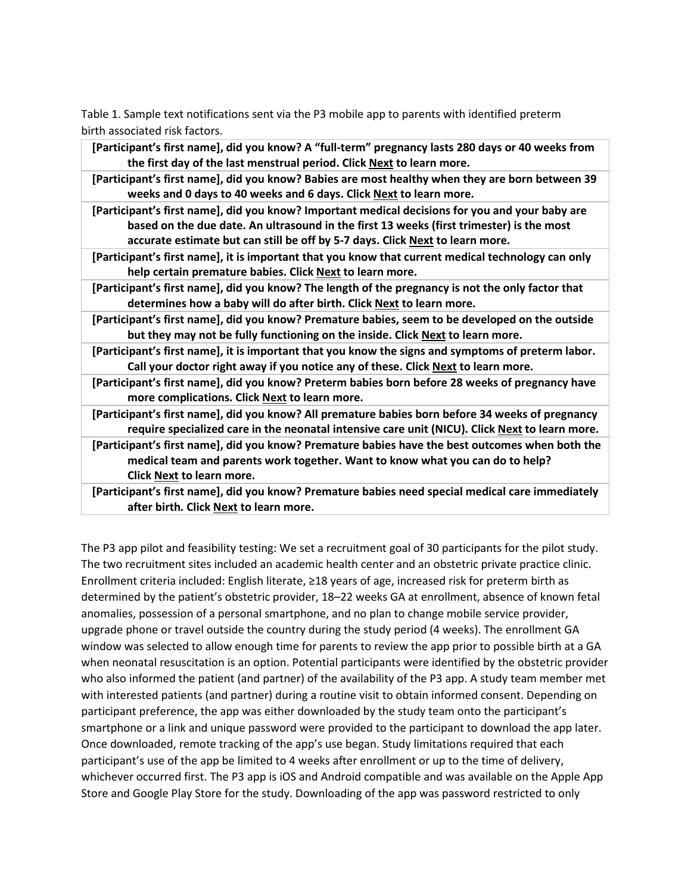Table 1. Sample text notifications sent via the P3 mobile app to parents with identified preterm birth associated risk factors.

| |
|---|
| **[Participant's first name], did you know? A "full-term" pregnancy lasts 280 days or 40 weeks from the first day of the last menstrual period. Click Next to learn more.** |
| **[Participant's first name], did you know? Babies are most healthy when they are born between 39 weeks and 0 days to 40 weeks and 6 days. Click Next to learn more.** |
| **[Participant's first name], did you know? Important medical decisions for you and your baby are based on the due date. An ultrasound in the first 13 weeks (first trimester) is the most accurate estimate but can still be off by 5-7 days. Click Next to learn more.** |
| **[Participant's first name], it is important that you know that current medical technology can only help certain premature babies. Click Next to learn more.** |
| **[Participant's first name], did you know? The length of the pregnancy is not the only factor that determines how a baby will do after birth. Click Next to learn more.** |
| **[Participant's first name], did you know? Premature babies, seem to be developed on the outside but they may not be fully functioning on the inside. Click Next to learn more.** |
| **[Participant's first name], it is important that you know the signs and symptoms of preterm labor. Call your doctor right away if you notice any of these. Click Next to learn more.** |
| **[Participant's first name], did you know? Preterm babies born before 28 weeks of pregnancy have more complications. Click Next to learn more.** |
| **[Participant's first name], did you know? All premature babies born before 34 weeks of pregnancy require specialized care in the neonatal intensive care unit (NICU). Click Next to learn more.** |
| **[Participant's first name], did you know? Premature babies have the best outcomes when both the medical team and parents work together. Want to know what you can do to help? Click Next to learn more.** |
| **[Participant's first name], did you know? Premature babies need special medical care immediately after birth. Click Next to learn more.** |

The P3 app pilot and feasibility testing: We set a recruitment goal of 30 participants for the pilot study. The two recruitment sites included an academic health center and an obstetric private practice clinic. Enrollment criteria included: English literate, ≥18 years of age, increased risk for preterm birth as determined by the patient's obstetric provider, 18–22 weeks GA at enrollment, absence of known fetal anomalies, possession of a personal smartphone, and no plan to change mobile service provider, upgrade phone or travel outside the country during the study period (4 weeks). The enrollment GA window was selected to allow enough time for parents to review the app prior to possible birth at a GA when neonatal resuscitation is an option. Potential participants were identified by the obstetric provider who also informed the patient (and partner) of the availability of the P3 app. A study team member met with interested patients (and partner) during a routine visit to obtain informed consent. Depending on participant preference, the app was either downloaded by the study team onto the participant's smartphone or a link and unique password were provided to the participant to download the app later. Once downloaded, remote tracking of the app's use began. Study limitations required that each participant's use of the app be limited to 4 weeks after enrollment or up to the time of delivery, whichever occurred first. The P3 app is iOS and Android compatible and was available on the Apple App Store and Google Play Store for the study. Downloading of the app was password restricted to only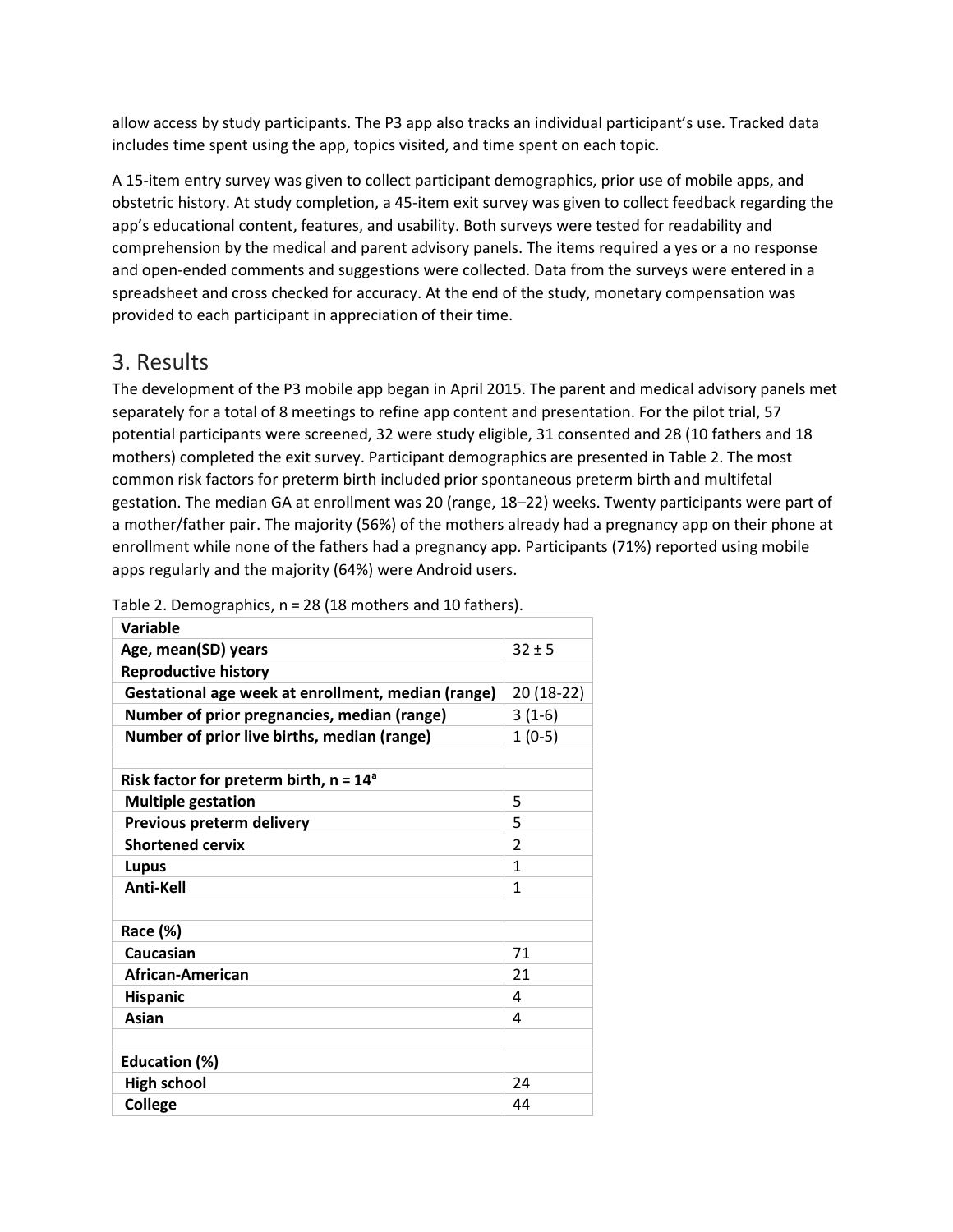allow access by study participants. The P3 app also tracks an individual participant's use. Tracked data includes time spent using the app, topics visited, and time spent on each topic.

A 15-item entry survey was given to collect participant demographics, prior use of mobile apps, and obstetric history. At study completion, a 45-item exit survey was given to collect feedback regarding the app's educational content, features, and usability. Both surveys were tested for readability and comprehension by the medical and parent advisory panels. The items required a yes or a no response and open-ended comments and suggestions were collected. Data from the surveys were entered in a spreadsheet and cross checked for accuracy. At the end of the study, monetary compensation was provided to each participant in appreciation of their time.

## 3. Results

The development of the P3 mobile app began in April 2015. The parent and medical advisory panels met separately for a total of 8 meetings to refine app content and presentation. For the pilot trial, 57 potential participants were screened, 32 were study eligible, 31 consented and 28 (10 fathers and 18 mothers) completed the exit survey. Participant demographics are presented in Table 2. The most common risk factors for preterm birth included prior spontaneous preterm birth and multifetal gestation. The median GA at enrollment was 20 (range, 18–22) weeks. Twenty participants were part of a mother/father pair. The majority (56%) of the mothers already had a pregnancy app on their phone at enrollment while none of the fathers had a pregnancy app. Participants (71%) reported using mobile apps regularly and the majority (64%) were Android users.

Table 2. Demographics, n = 28 (18 mothers and 10 fathers).

| Variable | |
|---|---|
| **Age, mean(SD) years** | 32 ± 5 |
| **Reproductive history** | |
| **Gestational age week at enrollment, median (range)** | 20 (18-22) |
| **Number of prior pregnancies, median (range)** | 3 (1-6) |
| **Number of prior live births, median (range)** | 1 (0-5) |
| | |
| **Risk factor for preterm birth, n = 14[a]** | |
| **Multiple gestation** | 5 |
| **Previous preterm delivery** | 5 |
| **Shortened cervix** | 2 |
| **Lupus** | 1 |
| **Anti-Kell** | 1 |
| | |
| **Race (%)** | |
| **Caucasian** | 71 |
| **African-American** | 21 |
| **Hispanic** | 4 |
| **Asian** | 4 |
| | |
| **Education (%)** | |
| **High school** | 24 |
| **College** | 44 |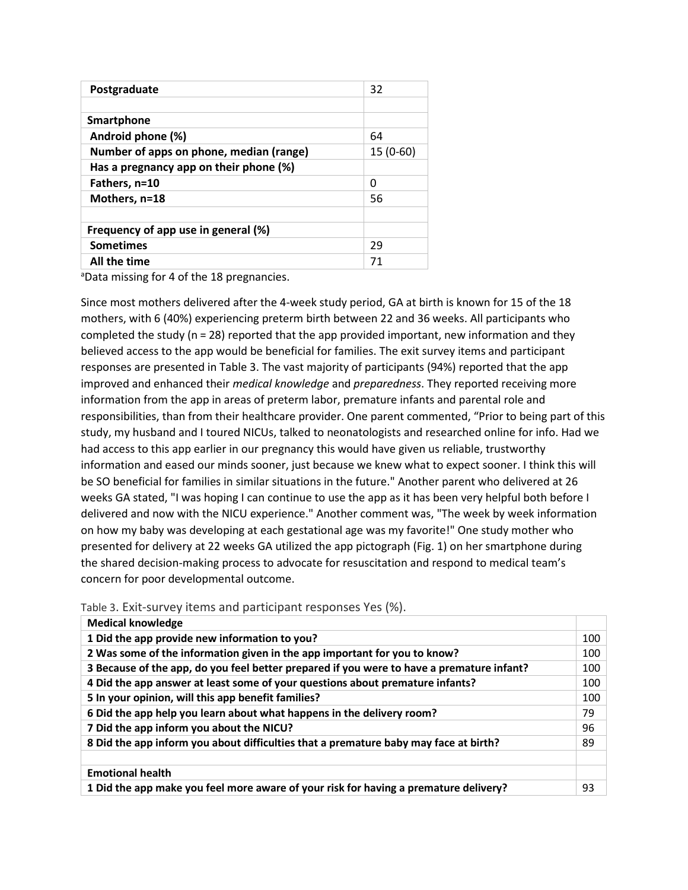| Postgraduate | 32 |
|---|---|
| | |
| **Smartphone** | |
| Android phone (%) | 64 |
| Number of apps on phone, median (range) | 15 (0-60) |
| Has a pregnancy app on their phone (%) | |
| Fathers, n=10 | 0 |
| Mothers, n=18 | 56 |
| | |
| **Frequency of app use in general (%)** | |
| Sometimes | 29 |
| All the time | 71 |

[a]Data missing for 4 of the 18 pregnancies.

Since most mothers delivered after the 4-week study period, GA at birth is known for 15 of the 18 mothers, with 6 (40%) experiencing preterm birth between 22 and 36 weeks. All participants who completed the study (n = 28) reported that the app provided important, new information and they believed access to the app would be beneficial for families. The exit survey items and participant responses are presented in Table 3. The vast majority of participants (94%) reported that the app improved and enhanced their *medical knowledge* and *preparedness*. They reported receiving more information from the app in areas of preterm labor, premature infants and parental role and responsibilities, than from their healthcare provider. One parent commented, "Prior to being part of this study, my husband and I toured NICUs, talked to neonatologists and researched online for info. Had we had access to this app earlier in our pregnancy this would have given us reliable, trustworthy information and eased our minds sooner, just because we knew what to expect sooner. I think this will be SO beneficial for families in similar situations in the future." Another parent who delivered at 26 weeks GA stated, "I was hoping I can continue to use the app as it has been very helpful both before I delivered and now with the NICU experience." Another comment was, "The week by week information on how my baby was developing at each gestational age was my favorite!" One study mother who presented for delivery at 22 weeks GA utilized the app pictograph (Fig. 1) on her smartphone during the shared decision-making process to advocate for resuscitation and respond to medical team's concern for poor developmental outcome.

Table 3. Exit-survey items and participant responses Yes (%).

| **Medical knowledge** | |
|---|---|
| 1 Did the app provide new information to you? | 100 |
| 2 Was some of the information given in the app important for you to know? | 100 |
| 3 Because of the app, do you feel better prepared if you were to have a premature infant? | 100 |
| 4 Did the app answer at least some of your questions about premature infants? | 100 |
| 5 In your opinion, will this app benefit families? | 100 |
| 6 Did the app help you learn about what happens in the delivery room? | 79 |
| 7 Did the app inform you about the NICU? | 96 |
| 8 Did the app inform you about difficulties that a premature baby may face at birth? | 89 |
| | |
| **Emotional health** | |
| 1 Did the app make you feel more aware of your risk for having a premature delivery? | 93 |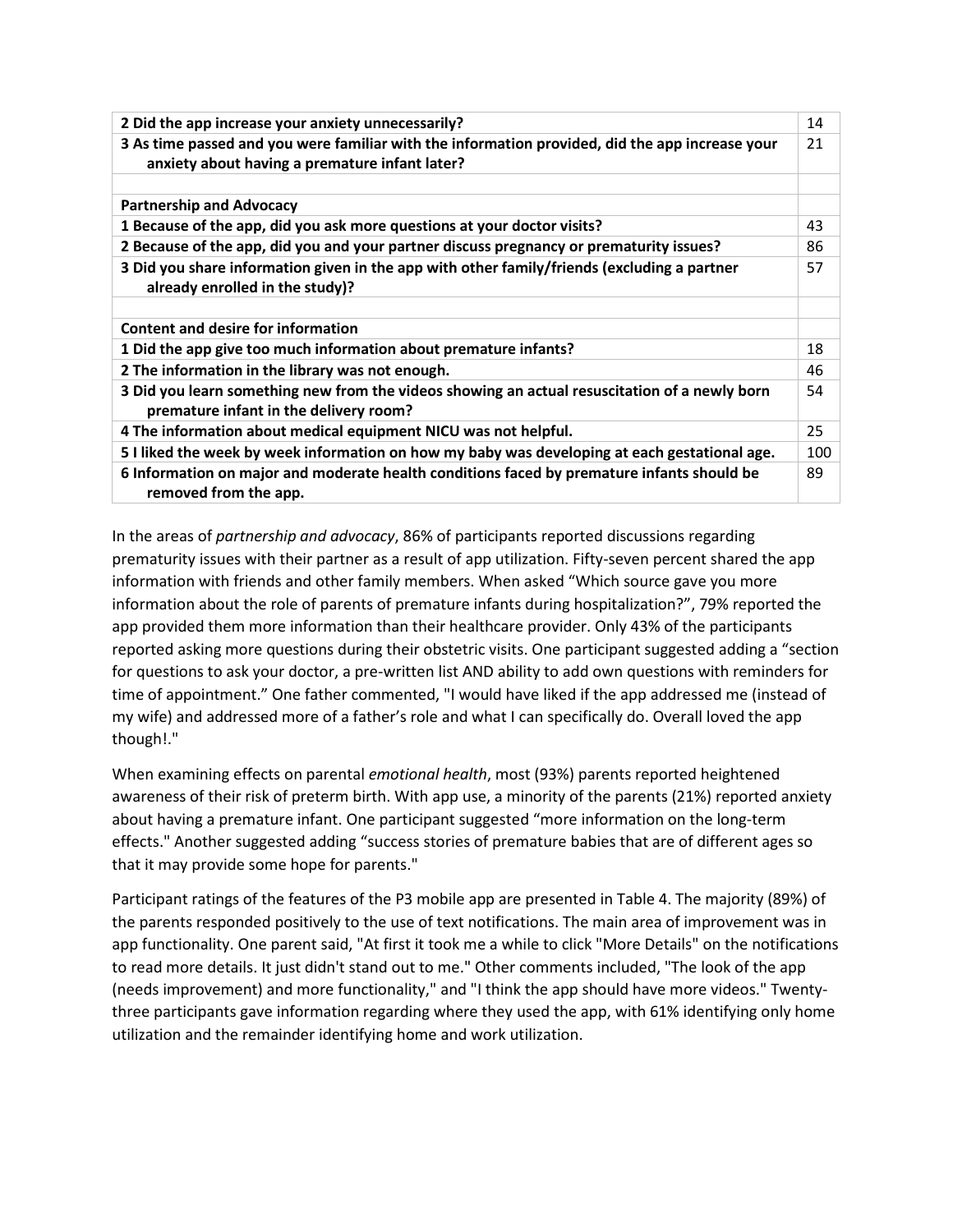| | |
|---|---|
| **2 Did the app increase your anxiety unnecessarily?** | 14 |
| **3 As time passed and you were familiar with the information provided, did the app increase your anxiety about having a premature infant later?** | 21 |
| | |
| **Partnership and Advocacy** | |
| **1 Because of the app, did you ask more questions at your doctor visits?** | 43 |
| **2 Because of the app, did you and your partner discuss pregnancy or prematurity issues?** | 86 |
| **3 Did you share information given in the app with other family/friends (excluding a partner already enrolled in the study)?** | 57 |
| | |
| **Content and desire for information** | |
| **1 Did the app give too much information about premature infants?** | 18 |
| **2 The information in the library was not enough.** | 46 |
| **3 Did you learn something new from the videos showing an actual resuscitation of a newly born premature infant in the delivery room?** | 54 |
| **4 The information about medical equipment NICU was not helpful.** | 25 |
| **5 I liked the week by week information on how my baby was developing at each gestational age.** | 100 |
| **6 Information on major and moderate health conditions faced by premature infants should be removed from the app.** | 89 |

In the areas of *partnership and advocacy*, 86% of participants reported discussions regarding prematurity issues with their partner as a result of app utilization. Fifty-seven percent shared the app information with friends and other family members. When asked "Which source gave you more information about the role of parents of premature infants during hospitalization?", 79% reported the app provided them more information than their healthcare provider. Only 43% of the participants reported asking more questions during their obstetric visits. One participant suggested adding a "section for questions to ask your doctor, a pre-written list AND ability to add own questions with reminders for time of appointment." One father commented, "I would have liked if the app addressed me (instead of my wife) and addressed more of a father's role and what I can specifically do. Overall loved the app though!."

When examining effects on parental *emotional health*, most (93%) parents reported heightened awareness of their risk of preterm birth. With app use, a minority of the parents (21%) reported anxiety about having a premature infant. One participant suggested "more information on the long-term effects." Another suggested adding "success stories of premature babies that are of different ages so that it may provide some hope for parents."

Participant ratings of the features of the P3 mobile app are presented in Table 4. The majority (89%) of the parents responded positively to the use of text notifications. The main area of improvement was in app functionality. One parent said, "At first it took me a while to click "More Details" on the notifications to read more details. It just didn't stand out to me." Other comments included, "The look of the app (needs improvement) and more functionality," and "I think the app should have more videos." Twenty-three participants gave information regarding where they used the app, with 61% identifying only home utilization and the remainder identifying home and work utilization.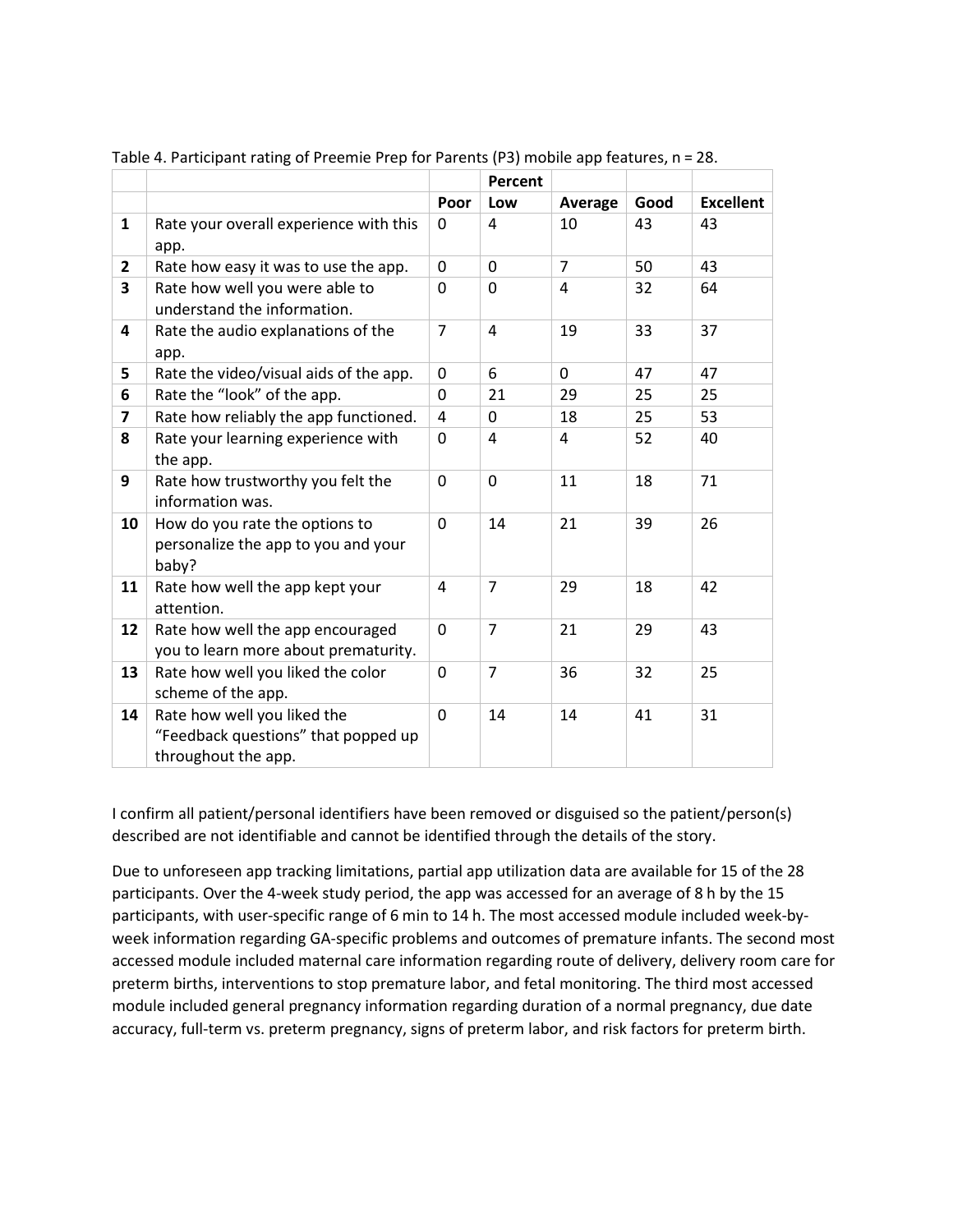Table 4. Participant rating of Preemie Prep for Parents (P3) mobile app features, n = 28.

| | | | Percent | | | |
|---|---|---|---|---|---|---|
| | | **Poor** | **Low** | **Average** | **Good** | **Excellent** |
| **1** | Rate your overall experience with this app. | 0 | 4 | 10 | 43 | 43 |
| **2** | Rate how easy it was to use the app. | 0 | 0 | 7 | 50 | 43 |
| **3** | Rate how well you were able to understand the information. | 0 | 0 | 4 | 32 | 64 |
| **4** | Rate the audio explanations of the app. | 7 | 4 | 19 | 33 | 37 |
| **5** | Rate the video/visual aids of the app. | 0 | 6 | 0 | 47 | 47 |
| **6** | Rate the "look" of the app. | 0 | 21 | 29 | 25 | 25 |
| **7** | Rate how reliably the app functioned. | 4 | 0 | 18 | 25 | 53 |
| **8** | Rate your learning experience with the app. | 0 | 4 | 4 | 52 | 40 |
| **9** | Rate how trustworthy you felt the information was. | 0 | 0 | 11 | 18 | 71 |
| **10** | How do you rate the options to personalize the app to you and your baby? | 0 | 14 | 21 | 39 | 26 |
| **11** | Rate how well the app kept your attention. | 4 | 7 | 29 | 18 | 42 |
| **12** | Rate how well the app encouraged you to learn more about prematurity. | 0 | 7 | 21 | 29 | 43 |
| **13** | Rate how well you liked the color scheme of the app. | 0 | 7 | 36 | 32 | 25 |
| **14** | Rate how well you liked the "Feedback questions" that popped up throughout the app. | 0 | 14 | 14 | 41 | 31 |

I confirm all patient/personal identifiers have been removed or disguised so the patient/person(s) described are not identifiable and cannot be identified through the details of the story.

Due to unforeseen app tracking limitations, partial app utilization data are available for 15 of the 28 participants. Over the 4-week study period, the app was accessed for an average of 8 h by the 15 participants, with user-specific range of 6 min to 14 h. The most accessed module included week-by-week information regarding GA-specific problems and outcomes of premature infants. The second most accessed module included maternal care information regarding route of delivery, delivery room care for preterm births, interventions to stop premature labor, and fetal monitoring. The third most accessed module included general pregnancy information regarding duration of a normal pregnancy, due date accuracy, full-term vs. preterm pregnancy, signs of preterm labor, and risk factors for preterm birth.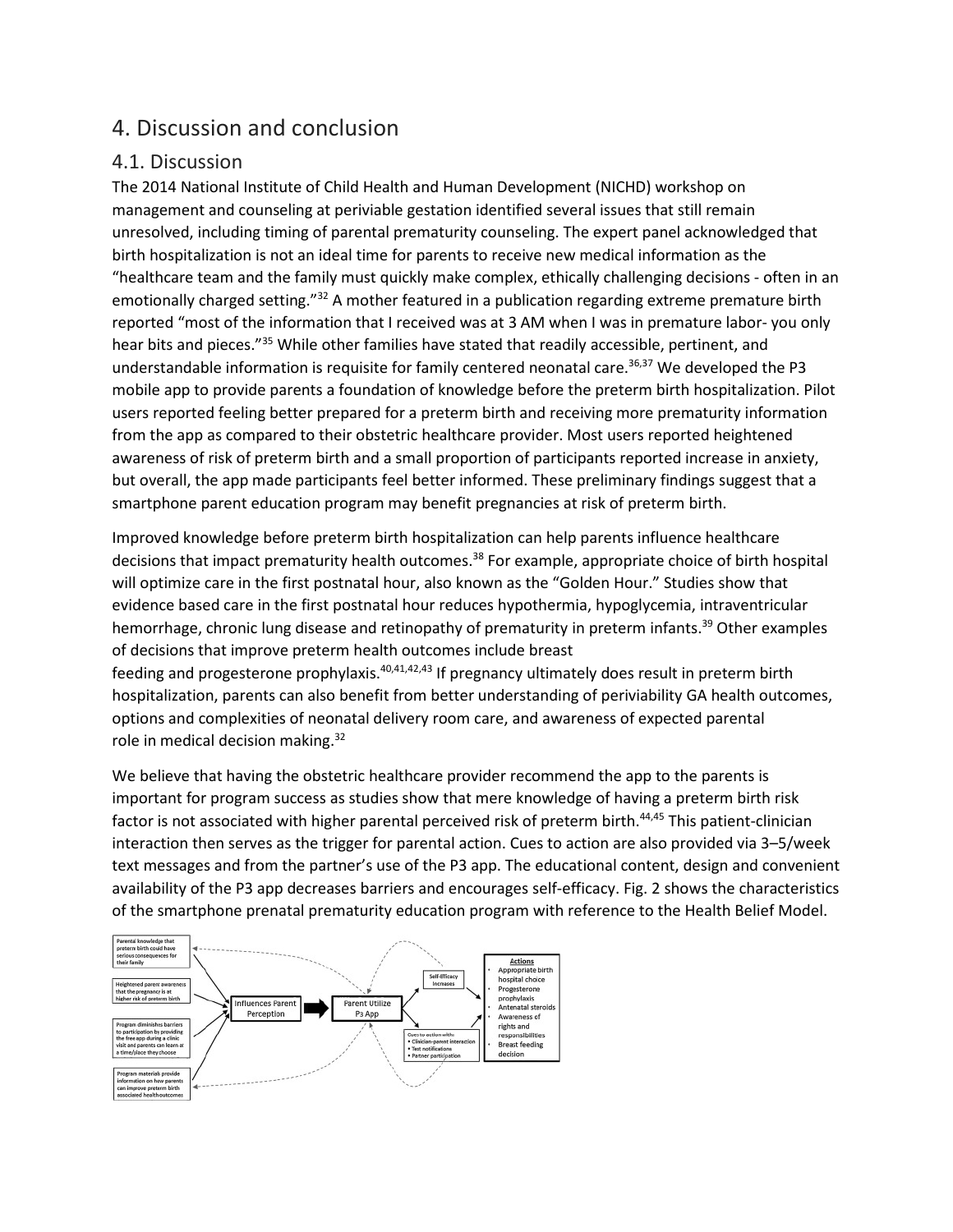## 4. Discussion and conclusion

### 4.1. Discussion

The 2014 National Institute of Child Health and Human Development (NICHD) workshop on management and counseling at periviable gestation identified several issues that still remain unresolved, including timing of parental prematurity counseling. The expert panel acknowledged that birth hospitalization is not an ideal time for parents to receive new medical information as the "healthcare team and the family must quickly make complex, ethically challenging decisions - often in an emotionally charged setting."[32] A mother featured in a publication regarding extreme premature birth reported "most of the information that I received was at 3 AM when I was in premature labor- you only hear bits and pieces."[35] While other families have stated that readily accessible, pertinent, and understandable information is requisite for family centered neonatal care.[36,37] We developed the P3 mobile app to provide parents a foundation of knowledge before the preterm birth hospitalization. Pilot users reported feeling better prepared for a preterm birth and receiving more prematurity information from the app as compared to their obstetric healthcare provider. Most users reported heightened awareness of risk of preterm birth and a small proportion of participants reported increase in anxiety, but overall, the app made participants feel better informed. These preliminary findings suggest that a smartphone parent education program may benefit pregnancies at risk of preterm birth.

Improved knowledge before preterm birth hospitalization can help parents influence healthcare decisions that impact prematurity health outcomes.[38] For example, appropriate choice of birth hospital will optimize care in the first postnatal hour, also known as the "Golden Hour." Studies show that evidence based care in the first postnatal hour reduces hypothermia, hypoglycemia, intraventricular hemorrhage, chronic lung disease and retinopathy of prematurity in preterm infants.[39] Other examples of decisions that improve preterm health outcomes include breast feeding and progesterone prophylaxis.[40,41,42,43] If pregnancy ultimately does result in preterm birth hospitalization, parents can also benefit from better understanding of periviability GA health outcomes, options and complexities of neonatal delivery room care, and awareness of expected parental role in medical decision making.[32]

We believe that having the obstetric healthcare provider recommend the app to the parents is important for program success as studies show that mere knowledge of having a preterm birth risk factor is not associated with higher parental perceived risk of preterm birth.[44,45] This patient-clinician interaction then serves as the trigger for parental action. Cues to action are also provided via 3–5/week text messages and from the partner's use of the P3 app. The educational content, design and convenient availability of the P3 app decreases barriers and encourages self-efficacy. Fig. 2 shows the characteristics of the smartphone prenatal prematurity education program with reference to the Health Belief Model.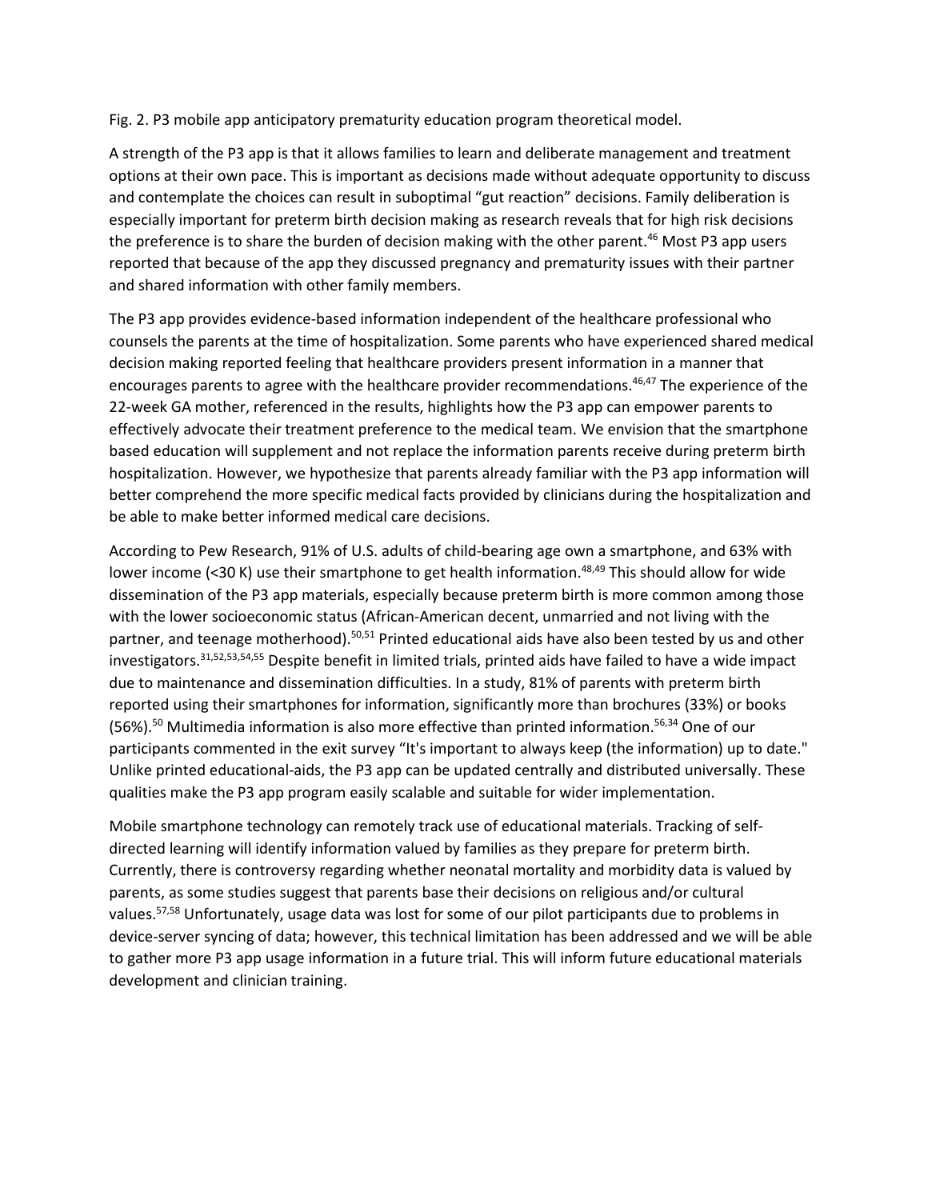Fig. 2. P3 mobile app anticipatory prematurity education program theoretical model.

A strength of the P3 app is that it allows families to learn and deliberate management and treatment options at their own pace. This is important as decisions made without adequate opportunity to discuss and contemplate the choices can result in suboptimal "gut reaction" decisions. Family deliberation is especially important for preterm birth decision making as research reveals that for high risk decisions the preference is to share the burden of decision making with the other parent.[46] Most P3 app users reported that because of the app they discussed pregnancy and prematurity issues with their partner and shared information with other family members.

The P3 app provides evidence-based information independent of the healthcare professional who counsels the parents at the time of hospitalization. Some parents who have experienced shared medical decision making reported feeling that healthcare providers present information in a manner that encourages parents to agree with the healthcare provider recommendations.[46,47] The experience of the 22-week GA mother, referenced in the results, highlights how the P3 app can empower parents to effectively advocate their treatment preference to the medical team. We envision that the smartphone based education will supplement and not replace the information parents receive during preterm birth hospitalization. However, we hypothesize that parents already familiar with the P3 app information will better comprehend the more specific medical facts provided by clinicians during the hospitalization and be able to make better informed medical care decisions.

According to Pew Research, 91% of U.S. adults of child-bearing age own a smartphone, and 63% with lower income (<30 K) use their smartphone to get health information.[48,49] This should allow for wide dissemination of the P3 app materials, especially because preterm birth is more common among those with the lower socioeconomic status (African-American decent, unmarried and not living with the partner, and teenage motherhood).[50,51] Printed educational aids have also been tested by us and other investigators.[31,52,53,54,55] Despite benefit in limited trials, printed aids have failed to have a wide impact due to maintenance and dissemination difficulties. In a study, 81% of parents with preterm birth reported using their smartphones for information, significantly more than brochures (33%) or books (56%).[50] Multimedia information is also more effective than printed information.[56,34] One of our participants commented in the exit survey "It's important to always keep (the information) up to date." Unlike printed educational-aids, the P3 app can be updated centrally and distributed universally. These qualities make the P3 app program easily scalable and suitable for wider implementation.

Mobile smartphone technology can remotely track use of educational materials. Tracking of self-directed learning will identify information valued by families as they prepare for preterm birth. Currently, there is controversy regarding whether neonatal mortality and morbidity data is valued by parents, as some studies suggest that parents base their decisions on religious and/or cultural values.[57,58] Unfortunately, usage data was lost for some of our pilot participants due to problems in device-server syncing of data; however, this technical limitation has been addressed and we will be able to gather more P3 app usage information in a future trial. This will inform future educational materials development and clinician training.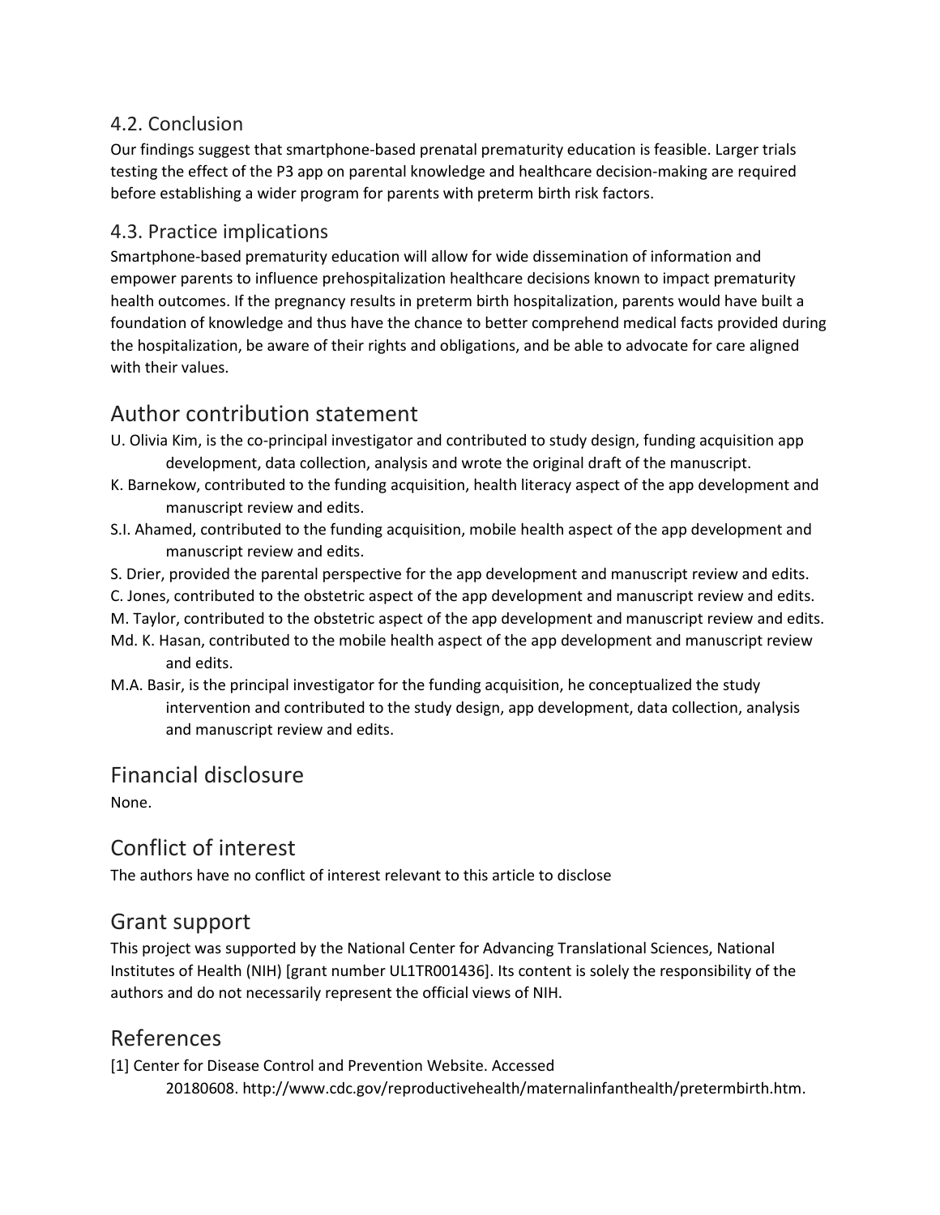### 4.2. Conclusion

Our findings suggest that smartphone-based prenatal prematurity education is feasible. Larger trials testing the effect of the P3 app on parental knowledge and healthcare decision-making are required before establishing a wider program for parents with preterm birth risk factors.

### 4.3. Practice implications

Smartphone-based prematurity education will allow for wide dissemination of information and empower parents to influence prehospitalization healthcare decisions known to impact prematurity health outcomes. If the pregnancy results in preterm birth hospitalization, parents would have built a foundation of knowledge and thus have the chance to better comprehend medical facts provided during the hospitalization, be aware of their rights and obligations, and be able to advocate for care aligned with their values.

## Author contribution statement

U. Olivia Kim, is the co-principal investigator and contributed to study design, funding acquisition app development, data collection, analysis and wrote the original draft of the manuscript.

K. Barnekow, contributed to the funding acquisition, health literacy aspect of the app development and manuscript review and edits.

S.I. Ahamed, contributed to the funding acquisition, mobile health aspect of the app development and manuscript review and edits.

S. Drier, provided the parental perspective for the app development and manuscript review and edits.

C. Jones, contributed to the obstetric aspect of the app development and manuscript review and edits.

M. Taylor, contributed to the obstetric aspect of the app development and manuscript review and edits.

Md. K. Hasan, contributed to the mobile health aspect of the app development and manuscript review and edits.

M.A. Basir, is the principal investigator for the funding acquisition, he conceptualized the study intervention and contributed to the study design, app development, data collection, analysis and manuscript review and edits.

## Financial disclosure

None.

## Conflict of interest

The authors have no conflict of interest relevant to this article to disclose

## Grant support

This project was supported by the National Center for Advancing Translational Sciences, National Institutes of Health (NIH) [grant number UL1TR001436]. Its content is solely the responsibility of the authors and do not necessarily represent the official views of NIH.

## References

[1] Center for Disease Control and Prevention Website. Accessed 20180608. http://www.cdc.gov/reproductivehealth/maternalinfanthealth/pretermbirth.htm.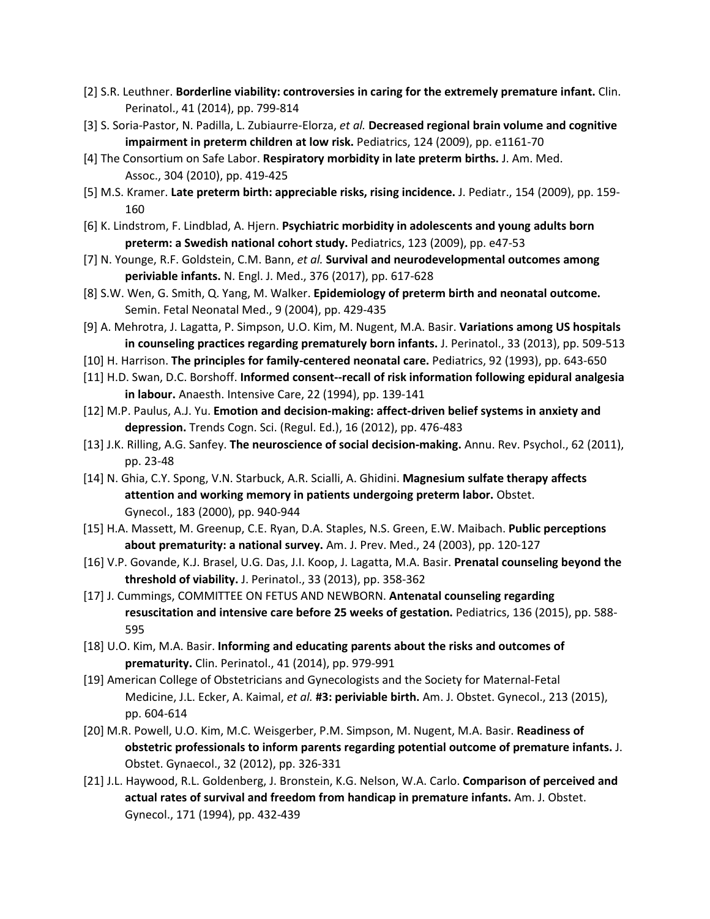[2] S.R. Leuthner. **Borderline viability: controversies in caring for the extremely premature infant.** Clin. Perinatol., 41 (2014), pp. 799-814

[3] S. Soria-Pastor, N. Padilla, L. Zubiaurre-Elorza, *et al.* **Decreased regional brain volume and cognitive impairment in preterm children at low risk.** Pediatrics, 124 (2009), pp. e1161-70

[4] The Consortium on Safe Labor. **Respiratory morbidity in late preterm births.** J. Am. Med. Assoc., 304 (2010), pp. 419-425

[5] M.S. Kramer. **Late preterm birth: appreciable risks, rising incidence.** J. Pediatr., 154 (2009), pp. 159-160

[6] K. Lindstrom, F. Lindblad, A. Hjern. **Psychiatric morbidity in adolescents and young adults born preterm: a Swedish national cohort study.** Pediatrics, 123 (2009), pp. e47-53

[7] N. Younge, R.F. Goldstein, C.M. Bann, *et al.* **Survival and neurodevelopmental outcomes among periviable infants.** N. Engl. J. Med., 376 (2017), pp. 617-628

[8] S.W. Wen, G. Smith, Q. Yang, M. Walker. **Epidemiology of preterm birth and neonatal outcome.** Semin. Fetal Neonatal Med., 9 (2004), pp. 429-435

[9] A. Mehrotra, J. Lagatta, P. Simpson, U.O. Kim, M. Nugent, M.A. Basir. **Variations among US hospitals in counseling practices regarding prematurely born infants.** J. Perinatol., 33 (2013), pp. 509-513

[10] H. Harrison. **The principles for family-centered neonatal care.** Pediatrics, 92 (1993), pp. 643-650

[11] H.D. Swan, D.C. Borshoff. **Informed consent--recall of risk information following epidural analgesia in labour.** Anaesth. Intensive Care, 22 (1994), pp. 139-141

[12] M.P. Paulus, A.J. Yu. **Emotion and decision-making: affect-driven belief systems in anxiety and depression.** Trends Cogn. Sci. (Regul. Ed.), 16 (2012), pp. 476-483

[13] J.K. Rilling, A.G. Sanfey. **The neuroscience of social decision-making.** Annu. Rev. Psychol., 62 (2011), pp. 23-48

[14] N. Ghia, C.Y. Spong, V.N. Starbuck, A.R. Scialli, A. Ghidini. **Magnesium sulfate therapy affects attention and working memory in patients undergoing preterm labor.** Obstet. Gynecol., 183 (2000), pp. 940-944

[15] H.A. Massett, M. Greenup, C.E. Ryan, D.A. Staples, N.S. Green, E.W. Maibach. **Public perceptions about prematurity: a national survey.** Am. J. Prev. Med., 24 (2003), pp. 120-127

[16] V.P. Govande, K.J. Brasel, U.G. Das, J.I. Koop, J. Lagatta, M.A. Basir. **Prenatal counseling beyond the threshold of viability.** J. Perinatol., 33 (2013), pp. 358-362

[17] J. Cummings, COMMITTEE ON FETUS AND NEWBORN. **Antenatal counseling regarding resuscitation and intensive care before 25 weeks of gestation.** Pediatrics, 136 (2015), pp. 588-595

[18] U.O. Kim, M.A. Basir. **Informing and educating parents about the risks and outcomes of prematurity.** Clin. Perinatol., 41 (2014), pp. 979-991

[19] American College of Obstetricians and Gynecologists and the Society for Maternal-Fetal Medicine, J.L. Ecker, A. Kaimal, *et al.* **#3: periviable birth.** Am. J. Obstet. Gynecol., 213 (2015), pp. 604-614

[20] M.R. Powell, U.O. Kim, M.C. Weisgerber, P.M. Simpson, M. Nugent, M.A. Basir. **Readiness of obstetric professionals to inform parents regarding potential outcome of premature infants.** J. Obstet. Gynaecol., 32 (2012), pp. 326-331

[21] J.L. Haywood, R.L. Goldenberg, J. Bronstein, K.G. Nelson, W.A. Carlo. **Comparison of perceived and actual rates of survival and freedom from handicap in premature infants.** Am. J. Obstet. Gynecol., 171 (1994), pp. 432-439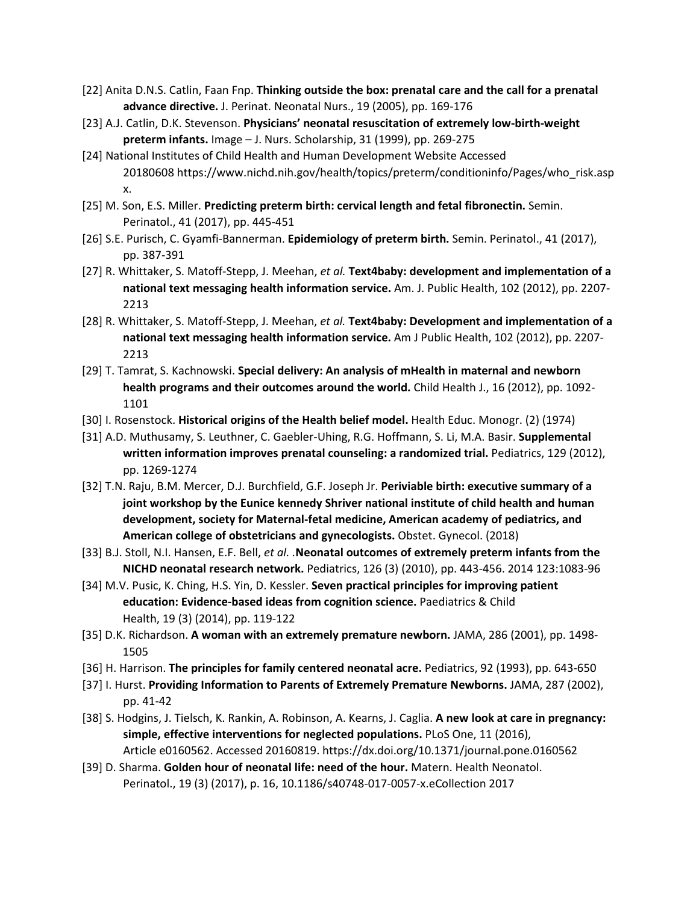[22] Anita D.N.S. Catlin, Faan Fnp. **Thinking outside the box: prenatal care and the call for a prenatal advance directive.** J. Perinat. Neonatal Nurs., 19 (2005), pp. 169-176

[23] A.J. Catlin, D.K. Stevenson. **Physicians' neonatal resuscitation of extremely low-birth-weight preterm infants.** Image – J. Nurs. Scholarship, 31 (1999), pp. 269-275

[24] National Institutes of Child Health and Human Development Website Accessed 20180608 https://www.nichd.nih.gov/health/topics/preterm/conditioninfo/Pages/who_risk.aspx.

[25] M. Son, E.S. Miller. **Predicting preterm birth: cervical length and fetal fibronectin.** Semin. Perinatol., 41 (2017), pp. 445-451

[26] S.E. Purisch, C. Gyamfi-Bannerman. **Epidemiology of preterm birth.** Semin. Perinatol., 41 (2017), pp. 387-391

[27] R. Whittaker, S. Matoff-Stepp, J. Meehan, *et al.* **Text4baby: development and implementation of a national text messaging health information service.** Am. J. Public Health, 102 (2012), pp. 2207-2213

[28] R. Whittaker, S. Matoff-Stepp, J. Meehan, *et al.* **Text4baby: Development and implementation of a national text messaging health information service.** Am J Public Health, 102 (2012), pp. 2207-2213

[29] T. Tamrat, S. Kachnowski. **Special delivery: An analysis of mHealth in maternal and newborn health programs and their outcomes around the world.** Child Health J., 16 (2012), pp. 1092-1101

[30] I. Rosenstock. **Historical origins of the Health belief model.** Health Educ. Monogr. (2) (1974)

[31] A.D. Muthusamy, S. Leuthner, C. Gaebler-Uhing, R.G. Hoffmann, S. Li, M.A. Basir. **Supplemental written information improves prenatal counseling: a randomized trial.** Pediatrics, 129 (2012), pp. 1269-1274

[32] T.N. Raju, B.M. Mercer, D.J. Burchfield, G.F. Joseph Jr. **Periviable birth: executive summary of a joint workshop by the Eunice kennedy Shriver national institute of child health and human development, society for Maternal-fetal medicine, American academy of pediatrics, and American college of obstetricians and gynecologists.** Obstet. Gynecol. (2018)

[33] B.J. Stoll, N.I. Hansen, E.F. Bell, *et al.* .**Neonatal outcomes of extremely preterm infants from the NICHD neonatal research network.** Pediatrics, 126 (3) (2010), pp. 443-456. 2014 123:1083-96

[34] M.V. Pusic, K. Ching, H.S. Yin, D. Kessler. **Seven practical principles for improving patient education: Evidence-based ideas from cognition science.** Paediatrics & Child Health, 19 (3) (2014), pp. 119-122

[35] D.K. Richardson. **A woman with an extremely premature newborn.** JAMA, 286 (2001), pp. 1498-1505

[36] H. Harrison. **The principles for family centered neonatal acre.** Pediatrics, 92 (1993), pp. 643-650

[37] I. Hurst. **Providing Information to Parents of Extremely Premature Newborns.** JAMA, 287 (2002), pp. 41-42

[38] S. Hodgins, J. Tielsch, K. Rankin, A. Robinson, A. Kearns, J. Caglia. **A new look at care in pregnancy: simple, effective interventions for neglected populations.** PLoS One, 11 (2016), Article e0160562. Accessed 20160819. https://dx.doi.org/10.1371/journal.pone.0160562

[39] D. Sharma. **Golden hour of neonatal life: need of the hour.** Matern. Health Neonatol. Perinatol., 19 (3) (2017), p. 16, 10.1186/s40748-017-0057-x.eCollection 2017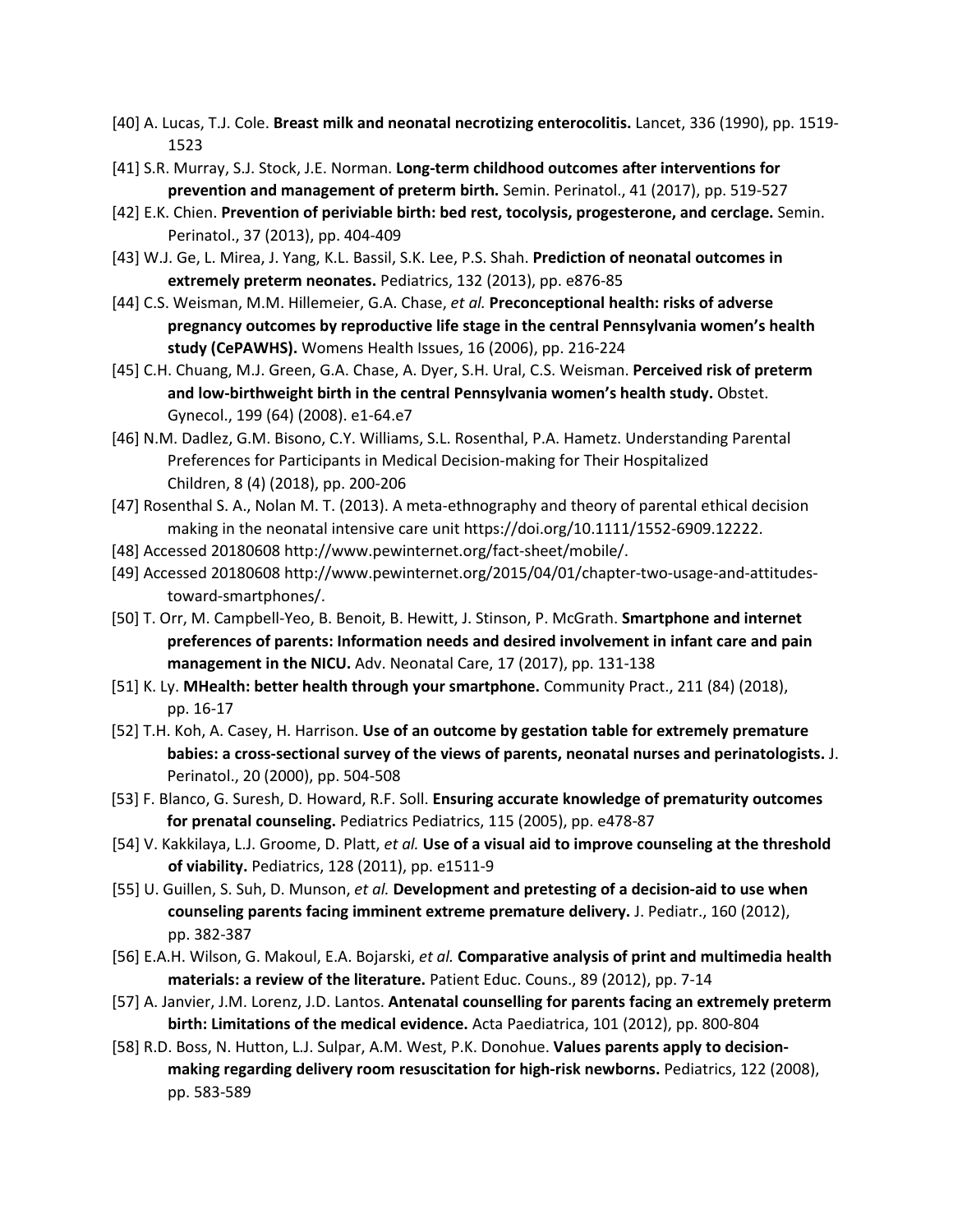[40] A. Lucas, T.J. Cole. **Breast milk and neonatal necrotizing enterocolitis.** Lancet, 336 (1990), pp. 1519-1523

[41] S.R. Murray, S.J. Stock, J.E. Norman. **Long-term childhood outcomes after interventions for prevention and management of preterm birth.** Semin. Perinatol., 41 (2017), pp. 519-527

[42] E.K. Chien. **Prevention of periviable birth: bed rest, tocolysis, progesterone, and cerclage.** Semin. Perinatol., 37 (2013), pp. 404-409

[43] W.J. Ge, L. Mirea, J. Yang, K.L. Bassil, S.K. Lee, P.S. Shah. **Prediction of neonatal outcomes in extremely preterm neonates.** Pediatrics, 132 (2013), pp. e876-85

[44] C.S. Weisman, M.M. Hillemeier, G.A. Chase, *et al.* **Preconceptional health: risks of adverse pregnancy outcomes by reproductive life stage in the central Pennsylvania women's health study (CePAWHS).** Womens Health Issues, 16 (2006), pp. 216-224

[45] C.H. Chuang, M.J. Green, G.A. Chase, A. Dyer, S.H. Ural, C.S. Weisman. **Perceived risk of preterm and low-birthweight birth in the central Pennsylvania women's health study.** Obstet. Gynecol., 199 (64) (2008). e1-64.e7

[46] N.M. Dadlez, G.M. Bisono, C.Y. Williams, S.L. Rosenthal, P.A. Hametz. Understanding Parental Preferences for Participants in Medical Decision-making for Their Hospitalized Children, 8 (4) (2018), pp. 200-206

[47] Rosenthal S. A., Nolan M. T. (2013). A meta-ethnography and theory of parental ethical decision making in the neonatal intensive care unit https://doi.org/10.1111/1552-6909.12222.

[48] Accessed 20180608 http://www.pewinternet.org/fact-sheet/mobile/.

[49] Accessed 20180608 http://www.pewinternet.org/2015/04/01/chapter-two-usage-and-attitudes-toward-smartphones/.

[50] T. Orr, M. Campbell-Yeo, B. Benoit, B. Hewitt, J. Stinson, P. McGrath. **Smartphone and internet preferences of parents: Information needs and desired involvement in infant care and pain management in the NICU.** Adv. Neonatal Care, 17 (2017), pp. 131-138

[51] K. Ly. **MHealth: better health through your smartphone.** Community Pract., 211 (84) (2018), pp. 16-17

[52] T.H. Koh, A. Casey, H. Harrison. **Use of an outcome by gestation table for extremely premature babies: a cross-sectional survey of the views of parents, neonatal nurses and perinatologists.** J. Perinatol., 20 (2000), pp. 504-508

[53] F. Blanco, G. Suresh, D. Howard, R.F. Soll. **Ensuring accurate knowledge of prematurity outcomes for prenatal counseling.** Pediatrics Pediatrics, 115 (2005), pp. e478-87

[54] V. Kakkilaya, L.J. Groome, D. Platt, *et al.* **Use of a visual aid to improve counseling at the threshold of viability.** Pediatrics, 128 (2011), pp. e1511-9

[55] U. Guillen, S. Suh, D. Munson, *et al.* **Development and pretesting of a decision-aid to use when counseling parents facing imminent extreme premature delivery.** J. Pediatr., 160 (2012), pp. 382-387

[56] E.A.H. Wilson, G. Makoul, E.A. Bojarski, *et al.* **Comparative analysis of print and multimedia health materials: a review of the literature.** Patient Educ. Couns., 89 (2012), pp. 7-14

[57] A. Janvier, J.M. Lorenz, J.D. Lantos. **Antenatal counselling for parents facing an extremely preterm birth: Limitations of the medical evidence.** Acta Paediatrica, 101 (2012), pp. 800-804

[58] R.D. Boss, N. Hutton, L.J. Sulpar, A.M. West, P.K. Donohue. **Values parents apply to decision-making regarding delivery room resuscitation for high-risk newborns.** Pediatrics, 122 (2008), pp. 583-589